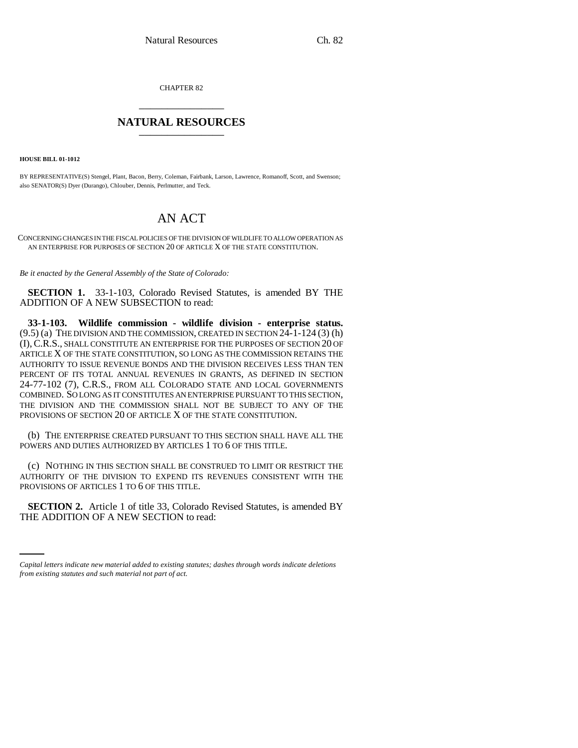CHAPTER 82

# NATURAL RESOURCES

**HOUSE BILL 01-1012**

BY REPRESENTATIVE(S) Stengel, Plant, Bacon, Berry, Coleman, Fairbank, Larson, Lawrence, Romanoff, Scott, and Swenson; also SENATOR(S) Dyer (Durango), Chlouber, Dennis, Perlmutter, and Teck.

# AN ACT

CONCERNING CHANGES IN THE FISCAL POLICIES OF THE DIVISION OF WILDLIFE TO ALLOW OPERATION AS AN ENTERPRISE FOR PURPOSES OF SECTION 20 OF ARTICLE X OF THE STATE CONSTITUTION.

*Be it enacted by the General Assembly of the State of Colorado:*

**SECTION 1.** 33-1-103, Colorado Revised Statutes, is amended BY THE ADDITION OF A NEW SUBSECTION to read:

**33-1-103. Wildlife commission - wildlife division - enterprise status.** (9.5) (a) THE DIVISION AND THE COMMISSION, CREATED IN SECTION 24-1-124 (3) (h) (I), C.R.S., SHALL CONSTITUTE AN ENTERPRISE FOR THE PURPOSES OF SECTION 20 OF ARTICLE X OF THE STATE CONSTITUTION, SO LONG AS THE COMMISSION RETAINS THE AUTHORITY TO ISSUE REVENUE BONDS AND THE DIVISION RECEIVES LESS THAN TEN PERCENT OF ITS TOTAL ANNUAL REVENUES IN GRANTS, AS DEFINED IN SECTION 24-77-102 (7), C.R.S., FROM ALL COLORADO STATE AND LOCAL GOVERNMENTS COMBINED. SO LONG AS IT CONSTITUTES AN ENTERPRISE PURSUANT TO THIS SECTION, THE DIVISION AND THE COMMISSION SHALL NOT BE SUBJECT TO ANY OF THE PROVISIONS OF SECTION 20 OF ARTICLE X OF THE STATE CONSTITUTION.

(b) THE ENTERPRISE CREATED PURSUANT TO THIS SECTION SHALL HAVE ALL THE POWERS AND DUTIES AUTHORIZED BY ARTICLES 1 TO 6 OF THIS TITLE.

(c) NOTHING IN THIS SECTION SHALL BE CONSTRUED TO LIMIT OR RESTRICT THE AUTHORITY OF THE DIVISION TO EXPEND ITS REVENUES CONSISTENT WITH THE PROVISIONS OF ARTICLES 1 TO 6 OF THIS TITLE.

**SECTION 2.** Article 1 of title 33, Colorado Revised Statutes, is amended BY THE ADDITION OF A NEW SECTION to read:

*Capital letters indicate new material added to existing statutes; dashes through words indicate deletions from existing statutes and such material not part of act.*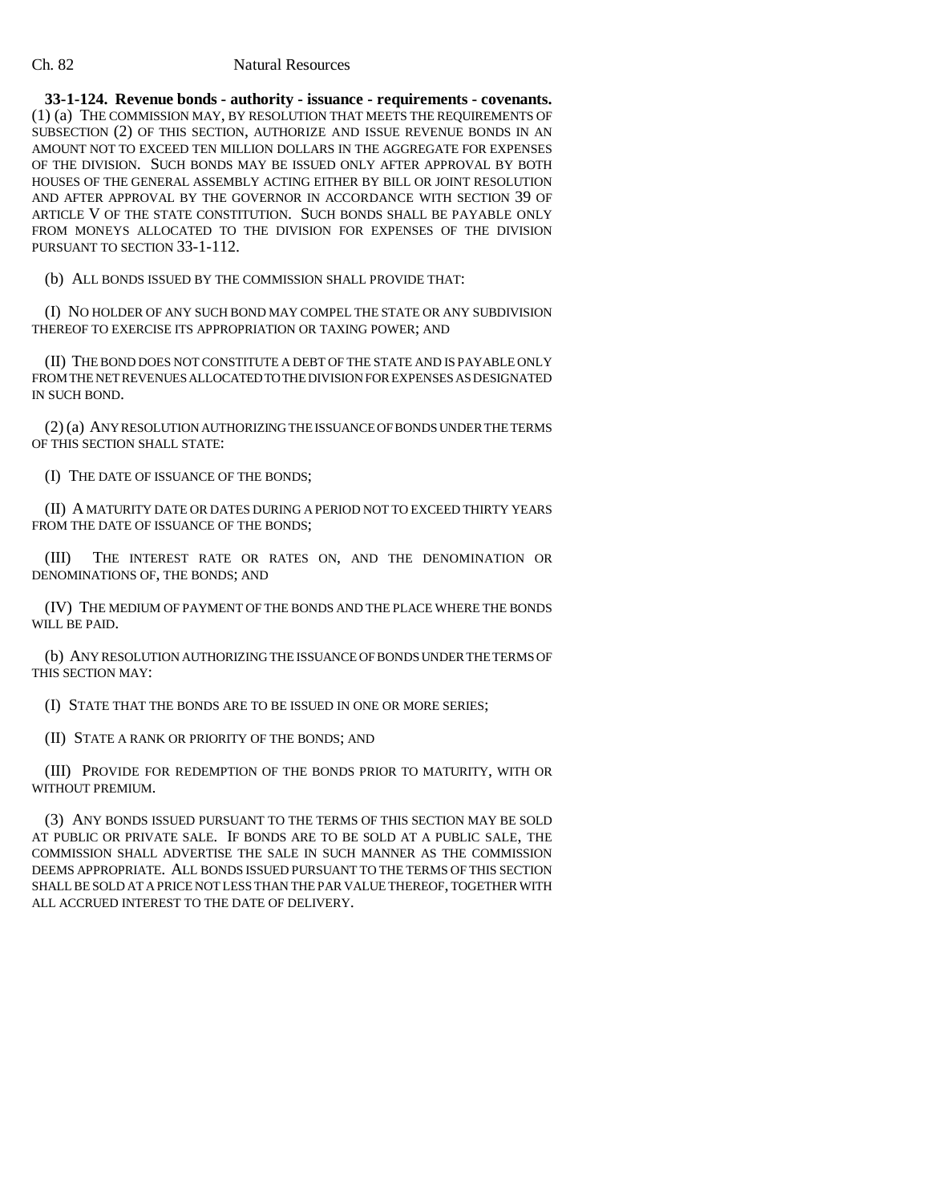**33-1-124. Revenue bonds - authority - issuance - requirements - covenants.** (1) (a) THE COMMISSION MAY, BY RESOLUTION THAT MEETS THE REQUIREMENTS OF SUBSECTION (2) OF THIS SECTION, AUTHORIZE AND ISSUE REVENUE BONDS IN AN AMOUNT NOT TO EXCEED TEN MILLION DOLLARS IN THE AGGREGATE FOR EXPENSES OF THE DIVISION. SUCH BONDS MAY BE ISSUED ONLY AFTER APPROVAL BY BOTH HOUSES OF THE GENERAL ASSEMBLY ACTING EITHER BY BILL OR JOINT RESOLUTION AND AFTER APPROVAL BY THE GOVERNOR IN ACCORDANCE WITH SECTION 39 OF ARTICLE V OF THE STATE CONSTITUTION. SUCH BONDS SHALL BE PAYABLE ONLY FROM MONEYS ALLOCATED TO THE DIVISION FOR EXPENSES OF THE DIVISION PURSUANT TO SECTION 33-1-112.

(b) ALL BONDS ISSUED BY THE COMMISSION SHALL PROVIDE THAT:

(I) NO HOLDER OF ANY SUCH BOND MAY COMPEL THE STATE OR ANY SUBDIVISION THEREOF TO EXERCISE ITS APPROPRIATION OR TAXING POWER; AND

(II) THE BOND DOES NOT CONSTITUTE A DEBT OF THE STATE AND IS PAYABLE ONLY FROM THE NET REVENUES ALLOCATED TO THE DIVISION FOR EXPENSES AS DESIGNATED IN SUCH BOND.

(2) (a) ANY RESOLUTION AUTHORIZING THE ISSUANCE OF BONDS UNDER THE TERMS OF THIS SECTION SHALL STATE:

(I) THE DATE OF ISSUANCE OF THE BONDS;

(II) A MATURITY DATE OR DATES DURING A PERIOD NOT TO EXCEED THIRTY YEARS FROM THE DATE OF ISSUANCE OF THE BONDS;

(III) THE INTEREST RATE OR RATES ON, AND THE DENOMINATION OR DENOMINATIONS OF, THE BONDS; AND

(IV) THE MEDIUM OF PAYMENT OF THE BONDS AND THE PLACE WHERE THE BONDS WILL BE PAID.

(b) ANY RESOLUTION AUTHORIZING THE ISSUANCE OF BONDS UNDER THE TERMS OF THIS SECTION MAY:

(I) STATE THAT THE BONDS ARE TO BE ISSUED IN ONE OR MORE SERIES;

(II) STATE A RANK OR PRIORITY OF THE BONDS; AND

(III) PROVIDE FOR REDEMPTION OF THE BONDS PRIOR TO MATURITY, WITH OR WITHOUT PREMIUM.

(3) ANY BONDS ISSUED PURSUANT TO THE TERMS OF THIS SECTION MAY BE SOLD AT PUBLIC OR PRIVATE SALE. IF BONDS ARE TO BE SOLD AT A PUBLIC SALE, THE COMMISSION SHALL ADVERTISE THE SALE IN SUCH MANNER AS THE COMMISSION DEEMS APPROPRIATE. ALL BONDS ISSUED PURSUANT TO THE TERMS OF THIS SECTION SHALL BE SOLD AT A PRICE NOT LESS THAN THE PAR VALUE THEREOF, TOGETHER WITH ALL ACCRUED INTEREST TO THE DATE OF DELIVERY.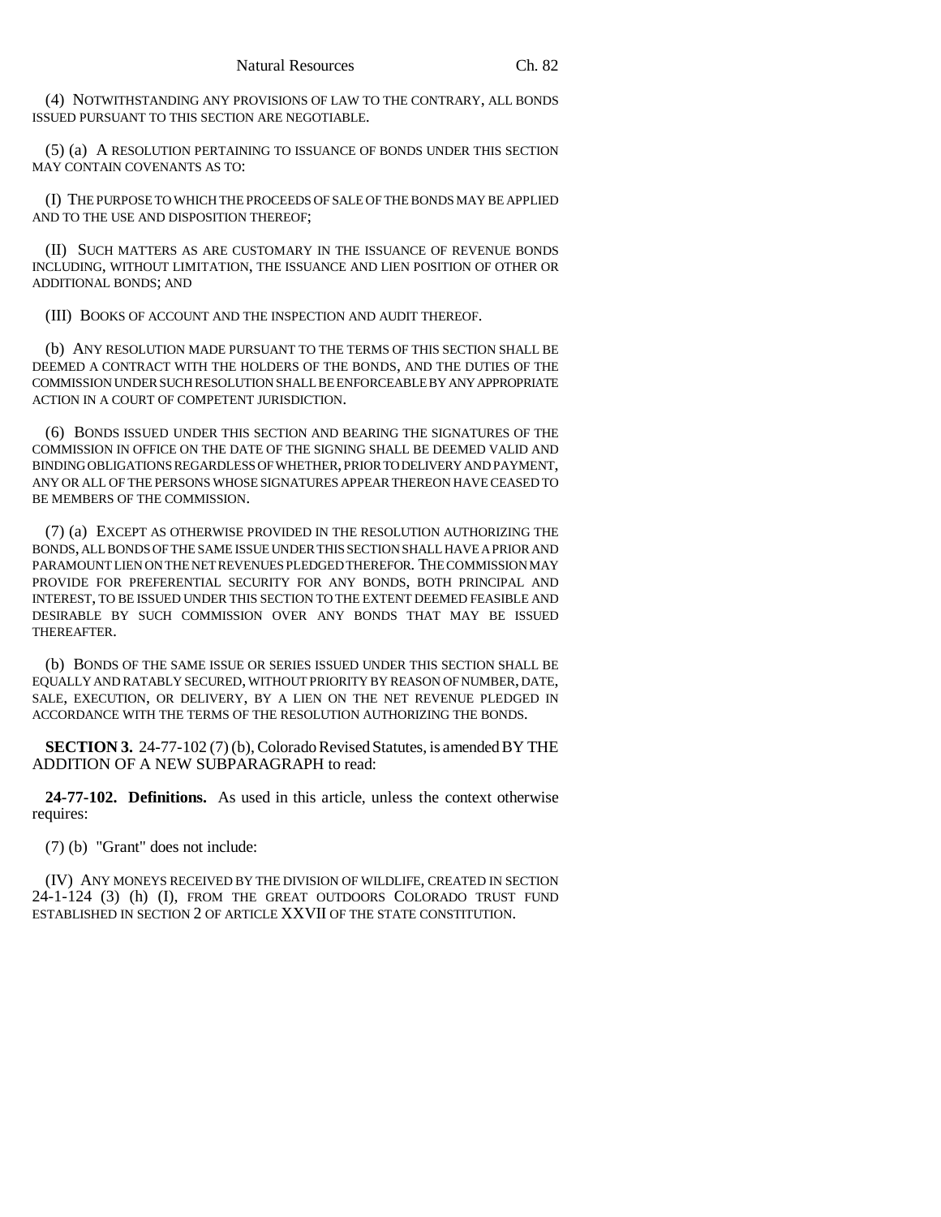(4) NOTWITHSTANDING ANY PROVISIONS OF LAW TO THE CONTRARY, ALL BONDS ISSUED PURSUANT TO THIS SECTION ARE NEGOTIABLE.

(5) (a) A RESOLUTION PERTAINING TO ISSUANCE OF BONDS UNDER THIS SECTION MAY CONTAIN COVENANTS AS TO:

(I) THE PURPOSE TO WHICH THE PROCEEDS OF SALE OF THE BONDS MAY BE APPLIED AND TO THE USE AND DISPOSITION THEREOF;

(II) SUCH MATTERS AS ARE CUSTOMARY IN THE ISSUANCE OF REVENUE BONDS INCLUDING, WITHOUT LIMITATION, THE ISSUANCE AND LIEN POSITION OF OTHER OR ADDITIONAL BONDS; AND

(III) BOOKS OF ACCOUNT AND THE INSPECTION AND AUDIT THEREOF.

(b) ANY RESOLUTION MADE PURSUANT TO THE TERMS OF THIS SECTION SHALL BE DEEMED A CONTRACT WITH THE HOLDERS OF THE BONDS, AND THE DUTIES OF THE COMMISSION UNDER SUCH RESOLUTION SHALL BE ENFORCEABLE BY ANY APPROPRIATE ACTION IN A COURT OF COMPETENT JURISDICTION.

(6) BONDS ISSUED UNDER THIS SECTION AND BEARING THE SIGNATURES OF THE COMMISSION IN OFFICE ON THE DATE OF THE SIGNING SHALL BE DEEMED VALID AND BINDING OBLIGATIONS REGARDLESS OF WHETHER, PRIOR TO DELIVERY AND PAYMENT, ANY OR ALL OF THE PERSONS WHOSE SIGNATURES APPEAR THEREON HAVE CEASED TO BE MEMBERS OF THE COMMISSION.

(7) (a) EXCEPT AS OTHERWISE PROVIDED IN THE RESOLUTION AUTHORIZING THE BONDS, ALL BONDS OF THE SAME ISSUE UNDER THIS SECTION SHALL HAVE A PRIOR AND PARAMOUNT LIEN ON THE NET REVENUES PLEDGED THEREFOR. THE COMMISSION MAY PROVIDE FOR PREFERENTIAL SECURITY FOR ANY BONDS, BOTH PRINCIPAL AND INTEREST, TO BE ISSUED UNDER THIS SECTION TO THE EXTENT DEEMED FEASIBLE AND DESIRABLE BY SUCH COMMISSION OVER ANY BONDS THAT MAY BE ISSUED THEREAFTER.

(b) BONDS OF THE SAME ISSUE OR SERIES ISSUED UNDER THIS SECTION SHALL BE EQUALLY AND RATABLY SECURED, WITHOUT PRIORITY BY REASON OF NUMBER, DATE, SALE, EXECUTION, OR DELIVERY, BY A LIEN ON THE NET REVENUE PLEDGED IN ACCORDANCE WITH THE TERMS OF THE RESOLUTION AUTHORIZING THE BONDS.

**SECTION 3.** 24-77-102 (7) (b), Colorado Revised Statutes, is amended BY THE ADDITION OF A NEW SUBPARAGRAPH to read:

**24-77-102. Definitions.** As used in this article, unless the context otherwise requires:

(7) (b) "Grant" does not include:

(IV) ANY MONEYS RECEIVED BY THE DIVISION OF WILDLIFE, CREATED IN SECTION 24-1-124 (3) (h) (I), FROM THE GREAT OUTDOORS COLORADO TRUST FUND ESTABLISHED IN SECTION 2 OF ARTICLE XXVII OF THE STATE CONSTITUTION.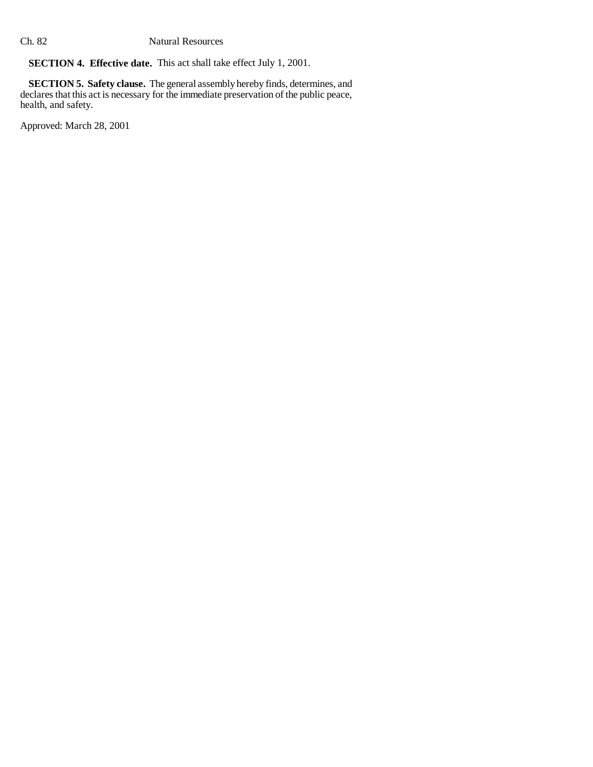**SECTION 4. Effective date.** This act shall take effect July 1, 2001.

**SECTION 5. Safety clause.** The general assembly hereby finds, determines, and declares that this act is necessary for the immediate preservation of the public peace, health, and safety.

Approved: March 28, 2001